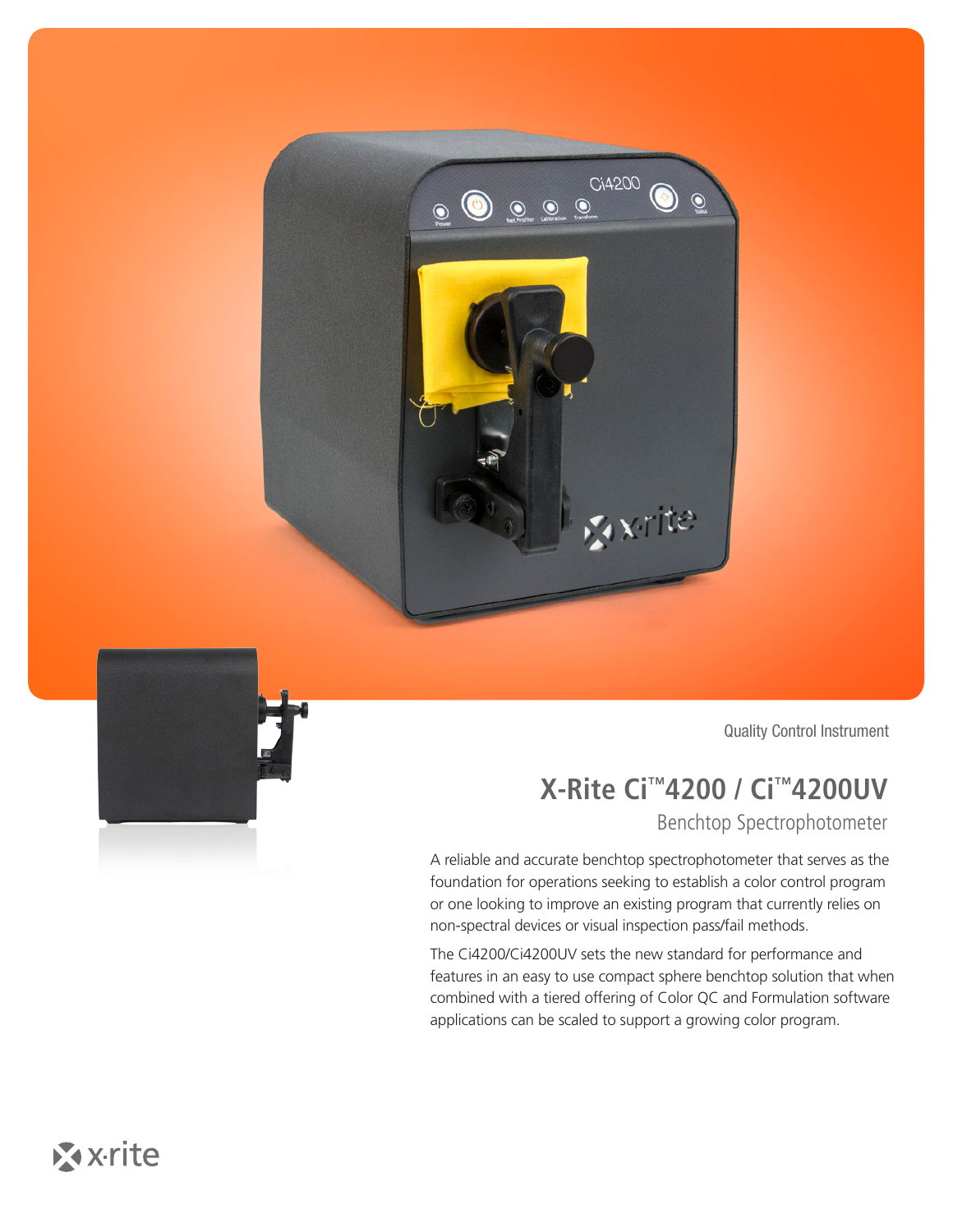Quality Control Instrument

# X-Rite Ci™4200 / Ci™4200UV

## Benchtop Spectrophotometer

A reliable and accurate benchtop spectrophotometer that serves as the foundation for operations seeking to establish a color control program or one looking to improve an existing program that currently relies on non-spectral devices or visual inspection pass/fail methods.

The Ci4200/Ci4200UV sets the new standard for performance and features in an easy to use compact sphere benchtop solution that when combined with a tiered offering of Color QC and Formulation software applications can be scaled to support a growing color program.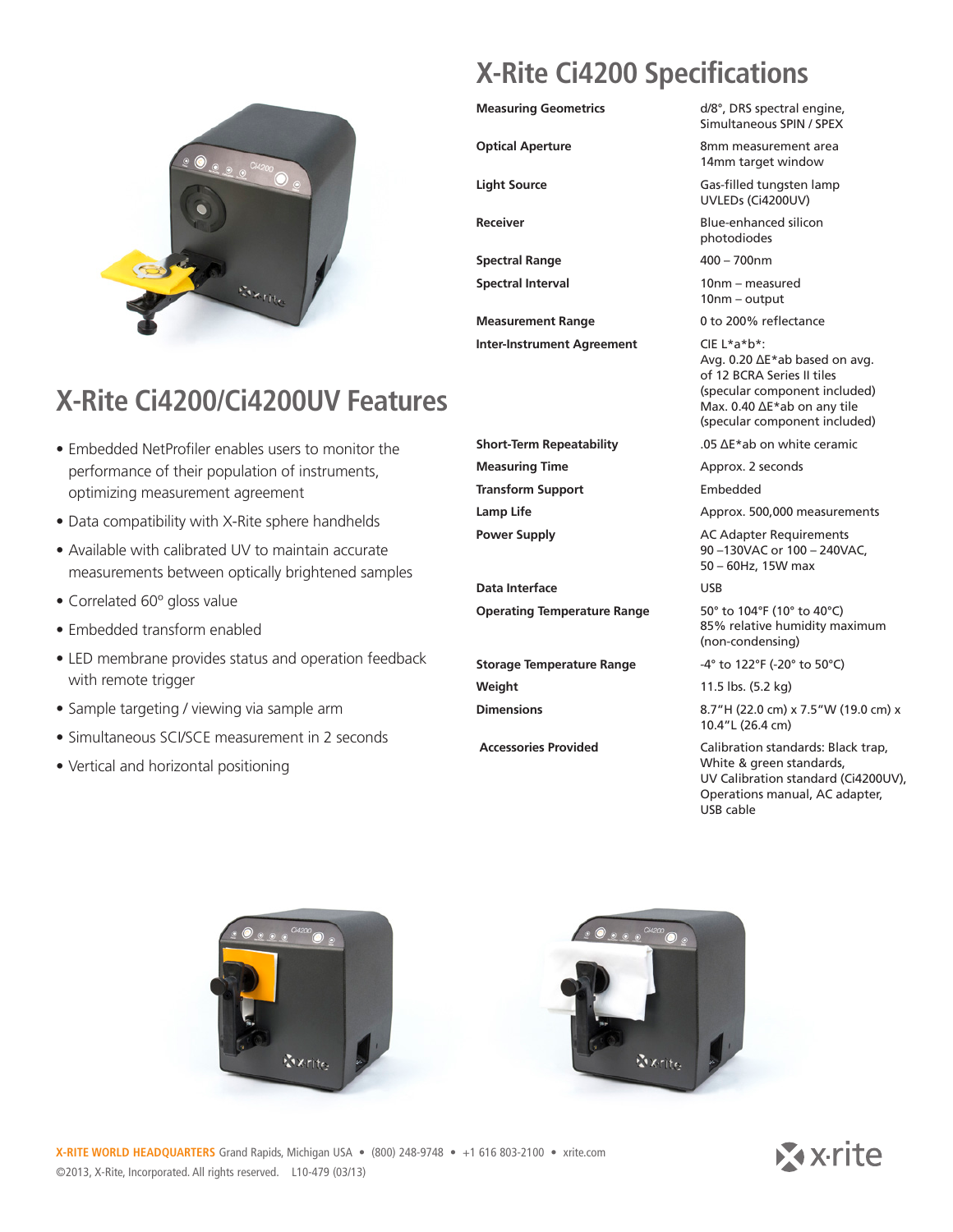## X-Rite Ci4200 Specifications

| | |
|---|---|
| **Measuring Geometrics** | d/8°, DRS spectral engine, Simultaneous SPIN / SPEX |
| **Optical Aperture** | 8mm measurement area<br>14mm target window |
| **Light Source** | Gas-filled tungsten lamp<br>UVLEDs (Ci4200UV) |
| **Receiver** | Blue-enhanced silicon photodiodes |
| **Spectral Range** | 400 – 700nm |
| **Spectral Interval** | 10nm – measured<br>10nm – output |
| **Measurement Range** | 0 to 200% reflectance |
| **Inter-Instrument Agreement** | CIE L*a*b*:<br>Avg. 0.20 ΔE*ab based on avg. of 12 BCRA Series II tiles (specular component included)<br>Max. 0.40 ΔE*ab on any tile (specular component included) |
| **Short-Term Repeatability** | .05 ΔE*ab on white ceramic |
| **Measuring Time** | Approx. 2 seconds |
| **Transform Support** | Embedded |
| **Lamp Life** | Approx. 500,000 measurements |
| **Power Supply** | AC Adapter Requirements<br>90 –130VAC or 100 – 240VAC, 50 – 60Hz, 15W max |
| **Data Interface** | USB |
| **Operating Temperature Range** | 50° to 104°F (10° to 40°C)<br>85% relative humidity maximum (non-condensing) |
| **Storage Temperature Range** | -4° to 122°F (-20° to 50°C) |
| **Weight** | 11.5 lbs. (5.2 kg) |
| **Dimensions** | 8.7"H (22.0 cm) x 7.5"W (19.0 cm) x 10.4"L (26.4 cm) |
| **Accessories Provided** | Calibration standards: Black trap, White & green standards, UV Calibration standard (Ci4200UV), Operations manual, AC adapter, USB cable |

## X-Rite Ci4200/Ci4200UV Features

- Embedded NetProfiler enables users to monitor the performance of their population of instruments, optimizing measurement agreement
- Data compatibility with X-Rite sphere handhelds
- Available with calibrated UV to maintain accurate measurements between optically brightened samples
- Correlated 60° gloss value
- Embedded transform enabled
- LED membrane provides status and operation feedback with remote trigger
- Sample targeting / viewing via sample arm
- Simultaneous SCI/SCE measurement in 2 seconds
- Vertical and horizontal positioning

**X-RITE WORLD HEADQUARTERS** Grand Rapids, Michigan USA • (800) 248-9748 • +1 616 803-2100 • xrite.com
©2013, X-Rite, Incorporated. All rights reserved. L10-479 (03/13)